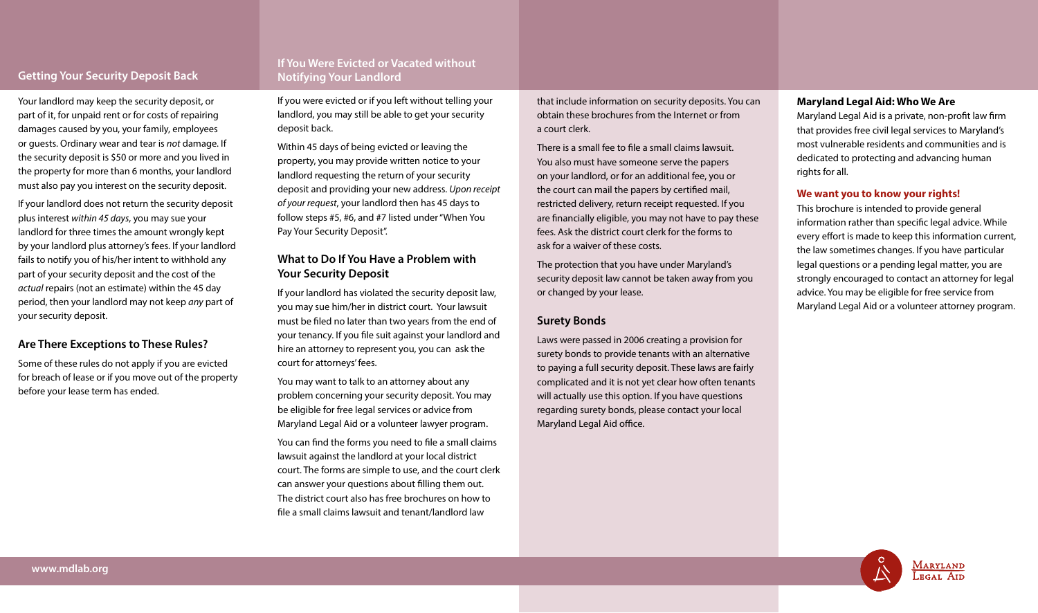## Getting Your Security Deposit Back

Your landlord may keep the security deposit, or part of it, for unpaid rent or for costs of repairing damages caused by you, your family, employees or guests. Ordinary wear and tear is *not* damage. If the security deposit is $50 or more and you lived in the property for more than 6 months, your landlord must also pay you interest on the security deposit.

If your landlord does not return the security deposit plus interest *within 45 days*, you may sue your landlord for three times the amount wrongly kept by your landlord plus attorney's fees. If your landlord fails to notify you of his/her intent to withhold any part of your security deposit and the cost of the *actual* repairs (not an estimate) within the 45 day period, then your landlord may not keep *any* part of your security deposit.

### Are There Exceptions to These Rules?

Some of these rules do not apply if you are evicted for breach of lease or if you move out of the property before your lease term has ended.

## If You Were Evicted or Vacated without Notifying Your Landlord

If you were evicted or if you left without telling your landlord, you may still be able to get your security deposit back.

Within 45 days of being evicted or leaving the property, you may provide written notice to your landlord requesting the return of your security deposit and providing your new address. *Upon receipt of your request*, your landlord then has 45 days to follow steps #5, #6, and #7 listed under "When You Pay Your Security Deposit".

### What to Do If You Have a Problem with Your Security Deposit

If your landlord has violated the security deposit law, you may sue him/her in district court. Your lawsuit must be filed no later than two years from the end of your tenancy. If you file suit against your landlord and hire an attorney to represent you, you can ask the court for attorneys' fees.

You may want to talk to an attorney about any problem concerning your security deposit. You may be eligible for free legal services or advice from Maryland Legal Aid or a volunteer lawyer program.

You can find the forms you need to file a small claims lawsuit against the landlord at your local district court. The forms are simple to use, and the court clerk can answer your questions about filling them out. The district court also has free brochures on how to file a small claims lawsuit and tenant/landlord law that include information on security deposits. You can obtain these brochures from the Internet or from a court clerk.

There is a small fee to file a small claims lawsuit. You also must have someone serve the papers on your landlord, or for an additional fee, you or the court can mail the papers by certified mail, restricted delivery, return receipt requested. If you are financially eligible, you may not have to pay these fees. Ask the district court clerk for the forms to ask for a waiver of these costs.

The protection that you have under Maryland's security deposit law cannot be taken away from you or changed by your lease.

### Surety Bonds

Laws were passed in 2006 creating a provision for surety bonds to provide tenants with an alternative to paying a full security deposit. These laws are fairly complicated and it is not yet clear how often tenants will actually use this option. If you have questions regarding surety bonds, please contact your local Maryland Legal Aid office.

**Maryland Legal Aid: Who We Are**

Maryland Legal Aid is a private, non-profit law firm that provides free civil legal services to Maryland's most vulnerable residents and communities and is dedicated to protecting and advancing human rights for all.

**We want you to know your rights!**

This brochure is intended to provide general information rather than specific legal advice. While every effort is made to keep this information current, the law sometimes changes. If you have particular legal questions or a pending legal matter, you are strongly encouraged to contact an attorney for legal advice. You may be eligible for free service from Maryland Legal Aid or a volunteer attorney program.

www.mdlab.org

Maryland Legal Aid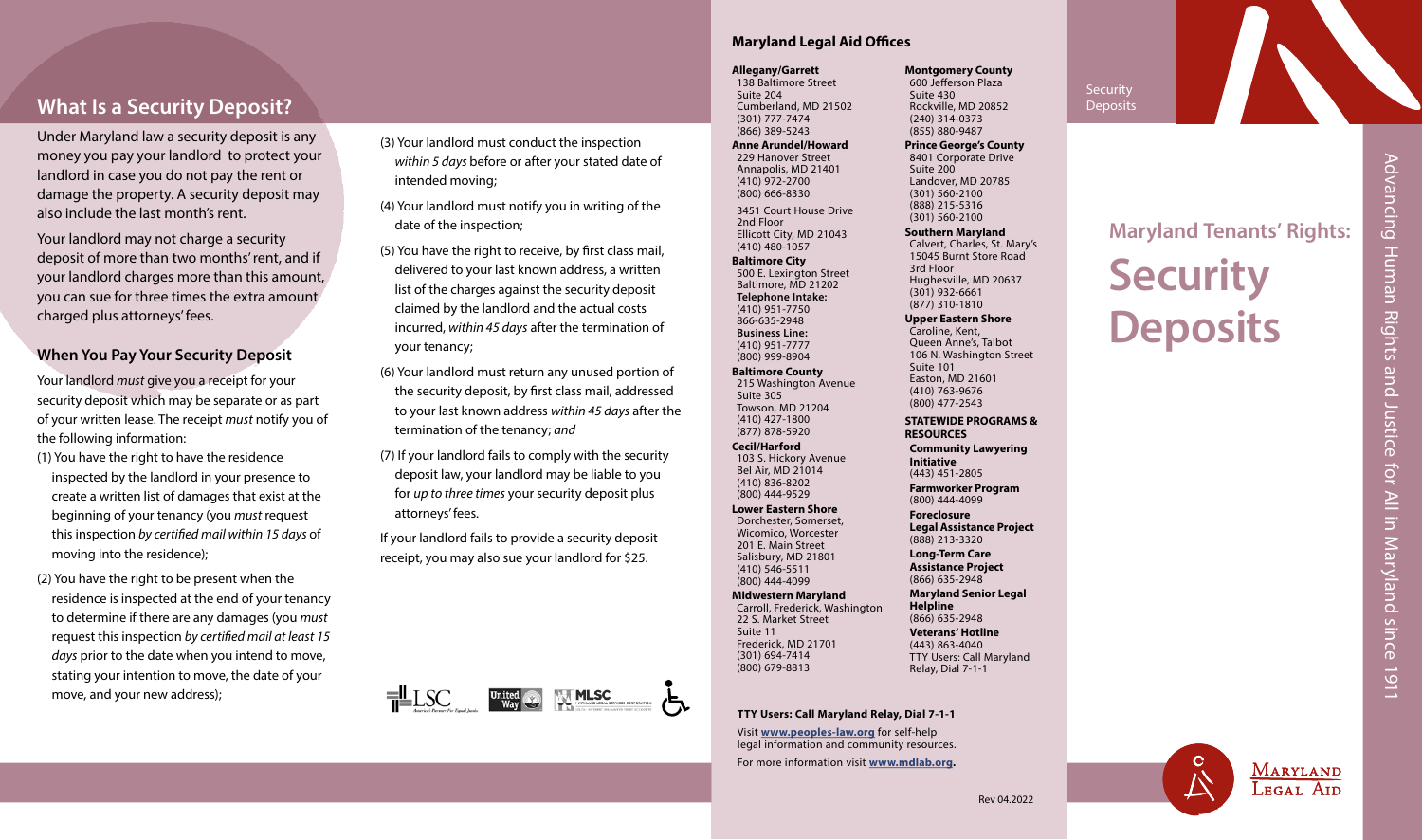## What Is a Security Deposit?

Under Maryland law a security deposit is any money you pay your landlord to protect your landlord in case you do not pay the rent or damage the property. A security deposit may also include the last month's rent.

Your landlord may not charge a security deposit of more than two months' rent, and if your landlord charges more than this amount, you can sue for three times the extra amount charged plus attorneys' fees.

### When You Pay Your Security Deposit

Your landlord *must* give you a receipt for your security deposit which may be separate or as part of your written lease. The receipt *must* notify you of the following information:

(1) You have the right to have the residence inspected by the landlord in your presence to create a written list of damages that exist at the beginning of your tenancy (you *must* request this inspection *by certified mail within 15 days* of moving into the residence);

(2) You have the right to be present when the residence is inspected at the end of your tenancy to determine if there are any damages (you *must* request this inspection *by certified mail at least 15 days* prior to the date when you intend to move, stating your intention to move, the date of your move, and your new address);

(3) Your landlord must conduct the inspection *within 5 days* before or after your stated date of intended moving;

(4) Your landlord must notify you in writing of the date of the inspection;

(5) You have the right to receive, by first class mail, delivered to your last known address, a written list of the charges against the security deposit claimed by the landlord and the actual costs incurred, *within 45 days* after the termination of your tenancy;

(6) Your landlord must return any unused portion of the security deposit, by first class mail, addressed to your last known address *within 45 days* after the termination of the tenancy; *and*

(7) If your landlord fails to comply with the security deposit law, your landlord may be liable to you for *up to three times* your security deposit plus attorneys' fees.

If your landlord fails to provide a security deposit receipt, you may also sue your landlord for $25.

### Maryland Legal Aid Offices

**Allegany/Garrett**
138 Baltimore Street
Suite 204
Cumberland, MD 21502
(301) 777-7474
(866) 389-5243

**Anne Arundel/Howard**
229 Hanover Street
Annapolis, MD 21401
(410) 972-2700
(800) 666-8330

3451 Court House Drive
2nd Floor
Ellicott City, MD 21043
(410) 480-1057

**Baltimore City**
500 E. Lexington Street
Baltimore, MD 21202
**Telephone Intake:**
(410) 951-7750
866-635-2948
**Business Line:**
(410) 951-7777
(800) 999-8904

**Baltimore County**
215 Washington Avenue
Suite 305
Towson, MD 21204
(410) 427-1800
(877) 878-5920

**Cecil/Harford**
103 S. Hickory Avenue
Bel Air, MD 21014
(410) 836-8202
(800) 444-9529

**Lower Eastern Shore**
Dorchester, Somerset, Wicomico, Worcester
201 E. Main Street
Salisbury, MD 21801
(410) 546-5511
(800) 444-4099

**Midwestern Maryland**
Carroll, Frederick, Washington
22 S. Market Street
Suite 11
Frederick, MD 21701
(301) 694-7414
(800) 679-8813

**Montgomery County**
600 Jefferson Plaza
Suite 430
Rockville, MD 20852
(240) 314-0373
(855) 880-9487

**Prince George's County**
8401 Corporate Drive
Suite 200
Landover, MD 20785
(301) 560-2100
(888) 215-5316
(301) 560-2100

**Southern Maryland**
Calvert, Charles, St. Mary's
15045 Burnt Store Road
3rd Floor
Hughesville, MD 20637
(301) 932-6661
(877) 310-1810

**Upper Eastern Shore**
Caroline, Kent, Queen Anne's, Talbot
106 N. Washington Street
Suite 101
Easton, MD 21601
(410) 763-9676
(800) 477-2543

**STATEWIDE PROGRAMS & RESOURCES**

**Community Lawyering Initiative**
(443) 451-2805

**Farmworker Program**
(800) 444-4099

**Foreclosure Legal Assistance Project**
(888) 213-3320

**Long-Term Care Assistance Project**
(866) 635-2948

**Maryland Senior Legal Helpline**
(866) 635-2948

**Veterans' Hotline**
(443) 863-4040
TTY Users: Call Maryland Relay, Dial 7-1-1

**TTY Users: Call Maryland Relay, Dial 7-1-1**

Visit **www.peoples-law.org** for self-help legal information and community resources.

For more information visit **www.mdlab.org.**

Rev 04.2022

Security Deposits

# Maryland Tenants' Rights: Security Deposits

Advancing Human Rights and Justice for All in Maryland since 1911

Maryland Legal Aid